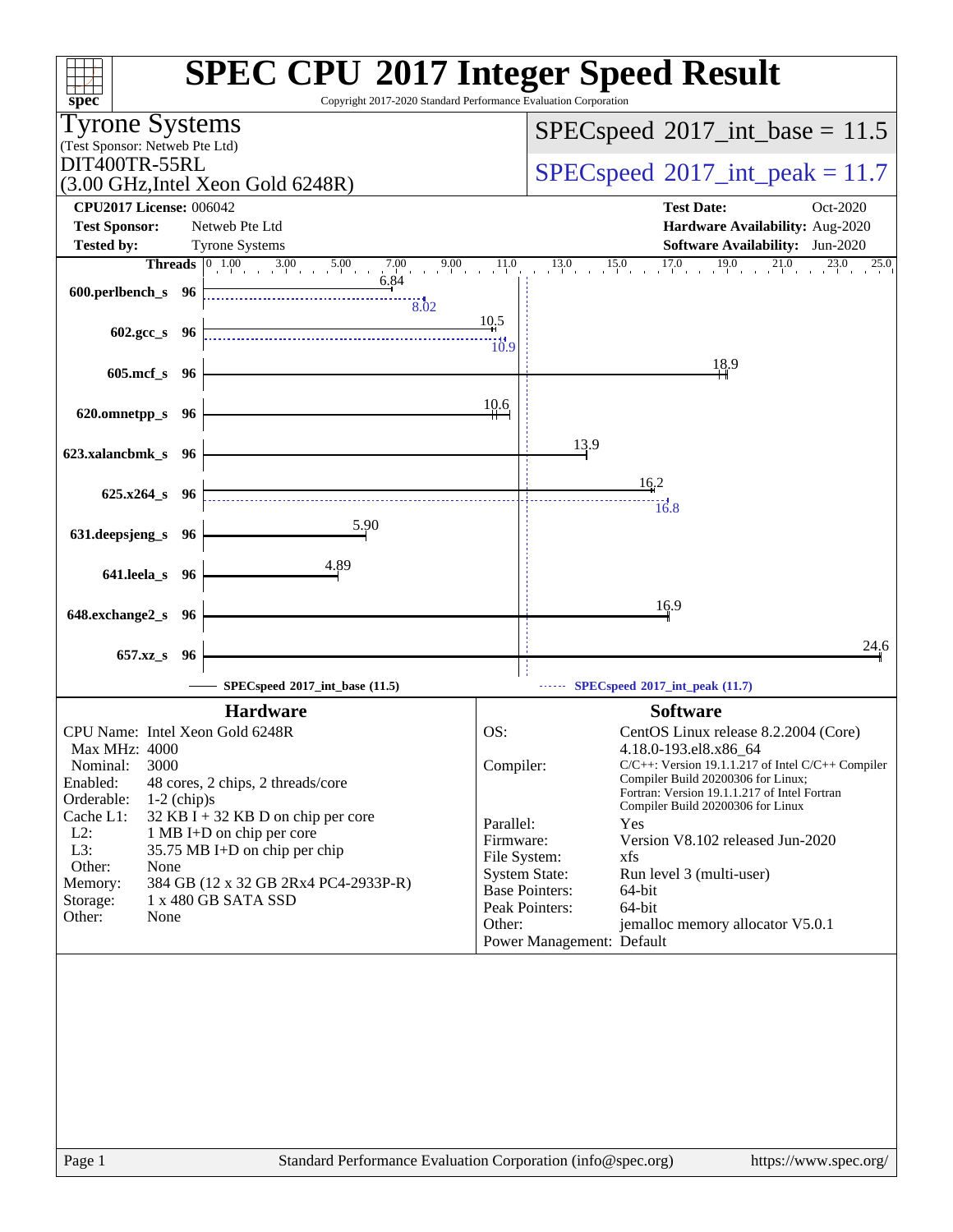# SPEC CPU 2017 Integer Speed Result

Copyright 2017-2020 Standard Performance Evaluation Corporation

**Tyrone Systems**
(Test Sponsor: Netweb Pte Ltd)
DIT400TR-55RL
(3.00 GHz,Intel Xeon Gold 6248R)

SPECspeed 2017_int_base = 11.5

SPECspeed 2017_int_peak = 11.7

| | | | |
|---|---|---|---|
| **CPU2017 License:** | 006042 | **Test Date:** | Oct-2020 |
| **Test Sponsor:** | Netweb Pte Ltd | **Hardware Availability:** | Aug-2020 |
| **Tested by:** | Tyrone Systems | **Software Availability:** | Jun-2020 |

| Benchmark | Threads | Base | Peak |
|---|---|---|---|
| 600.perlbench_s | 96 | 6.84 | 8.02 |
| 602.gcc_s | 96 | 10.5 | 10.9 |
| 605.mcf_s | 96 | 18.9 | |
| 620.omnetpp_s | 96 | 10.6 | |
| 623.xalancbmk_s | 96 | 13.9 | |
| 625.x264_s | 96 | 16.2 | 16.8 |
| 631.deepsjeng_s | 96 | 5.90 | |
| 641.leela_s | 96 | 4.89 | |
| 648.exchange2_s | 96 | 16.9 | |
| 657.xz_s | 96 | 24.6 | |

SPECspeed 2017_int_base (11.5) — SPECspeed 2017_int_peak (11.7)

## Hardware

| | |
|---|---|
| CPU Name: | Intel Xeon Gold 6248R |
| Max MHz: | 4000 |
| Nominal: | 3000 |
| Enabled: | 48 cores, 2 chips, 2 threads/core |
| Orderable: | 1-2 (chip)s |
| Cache L1: | 32 KB I + 32 KB D on chip per core |
| L2: | 1 MB I+D on chip per core |
| L3: | 35.75 MB I+D on chip per chip |
| Other: | None |
| Memory: | 384 GB (12 x 32 GB 2Rx4 PC4-2933P-R) |
| Storage: | 1 x 480 GB SATA SSD |
| Other: | None |

## Software

| | |
|---|---|
| OS: | CentOS Linux release 8.2.2004 (Core) 4.18.0-193.el8.x86_64 |
| Compiler: | C/C++: Version 19.1.1.217 of Intel C/C++ Compiler Build 20200306 for Linux; Fortran: Version 19.1.1.217 of Intel Fortran Compiler Build 20200306 for Linux |
| Parallel: | Yes |
| Firmware: | Version V8.102 released Jun-2020 |
| File System: | xfs |
| System State: | Run level 3 (multi-user) |
| Base Pointers: | 64-bit |
| Peak Pointers: | 64-bit |
| Other: | jemalloc memory allocator V5.0.1 |
| Power Management: | Default |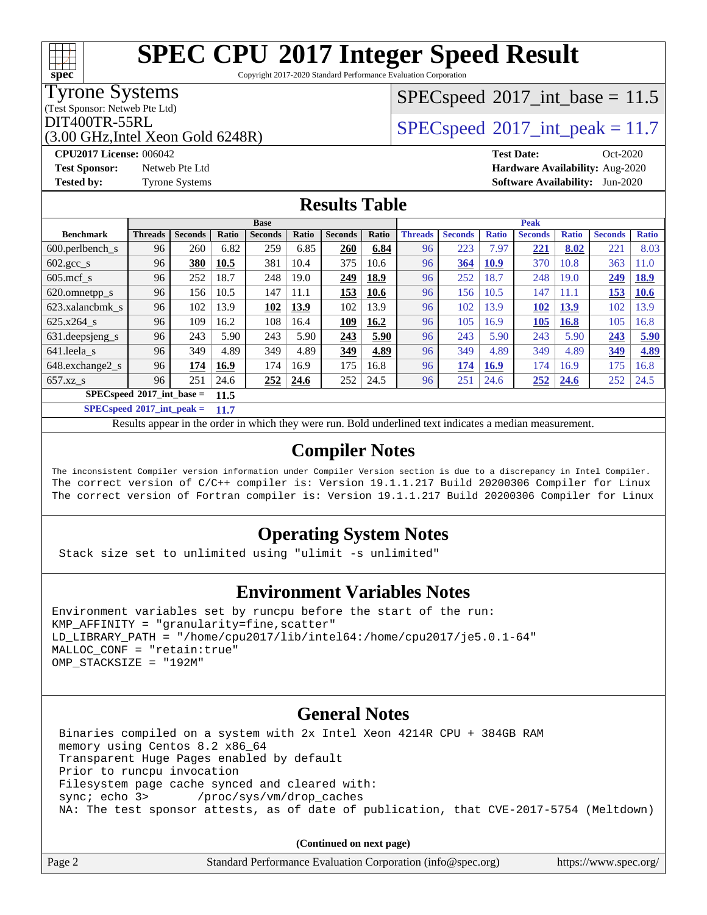# SPEC CPU 2017 Integer Speed Result

Copyright 2017-2020 Standard Performance Evaluation Corporation

**Tyrone Systems**
(Test Sponsor: Netweb Pte Ltd)
DIT400TR-55RL
(3.00 GHz,Intel Xeon Gold 6248R)

SPECspeed 2017_int_base = 11.5

SPECspeed 2017_int_peak = 11.7

**CPU2017 License:** 006042
**Test Sponsor:** Netweb Pte Ltd
**Tested by:** Tyrone Systems

**Test Date:** Oct-2020
**Hardware Availability:** Aug-2020
**Software Availability:** Jun-2020

## Results Table

| Benchmark | Base | | | | | | | Peak | | | | | | |
|---|---|---|---|---|---|---|---|---|---|---|---|---|---|---|
| | Threads | Seconds | Ratio | Seconds | Ratio | Seconds | Ratio | Threads | Seconds | Ratio | Seconds | Ratio | Seconds | Ratio |
| 600.perlbench_s | 96 | 260 | 6.82 | 259 | 6.85 | **260** | **6.84** | 96 | 223 | 7.97 | **221** | **8.02** | 221 | 8.03 |
| 602.gcc_s | 96 | **380** | **10.5** | 381 | 10.4 | 375 | 10.6 | 96 | **364** | **10.9** | 370 | 10.8 | 363 | 11.0 |
| 605.mcf_s | 96 | 252 | 18.7 | 248 | 19.0 | **249** | **18.9** | 96 | 252 | 18.7 | 248 | 19.0 | **249** | **18.9** |
| 620.omnetpp_s | 96 | 156 | 10.5 | 147 | 11.1 | **153** | **10.6** | 96 | 156 | 10.5 | 147 | 11.1 | **153** | **10.6** |
| 623.xalancbmk_s | 96 | 102 | 13.9 | **102** | **13.9** | 102 | 13.9 | 96 | 102 | 13.9 | **102** | **13.9** | 102 | 13.9 |
| 625.x264_s | 96 | 109 | 16.2 | 108 | 16.4 | **109** | **16.2** | 96 | 105 | 16.9 | **105** | **16.8** | 105 | 16.8 |
| 631.deepsjeng_s | 96 | 243 | 5.90 | 243 | 5.90 | **243** | **5.90** | 96 | 243 | 5.90 | 243 | 5.90 | **243** | **5.90** |
| 641.leela_s | 96 | 349 | 4.89 | 349 | 4.89 | **349** | **4.89** | 96 | 349 | 4.89 | 349 | 4.89 | **349** | **4.89** |
| 648.exchange2_s | 96 | **174** | **16.9** | 174 | 16.9 | 175 | 16.8 | 96 | **174** | **16.9** | 174 | 16.9 | 175 | 16.8 |
| 657.xz_s | 96 | 251 | 24.6 | **252** | **24.6** | 252 | 24.5 | 96 | 251 | 24.6 | **252** | **24.6** | 252 | 24.5 |

**SPECspeed 2017_int_base = 11.5**

**SPECspeed 2017_int_peak = 11.7**

Results appear in the order in which they were run. Bold underlined text indicates a median measurement.

## Compiler Notes

```
The inconsistent Compiler version information under Compiler Version section is due to a discrepancy in Intel Compiler.
The correct version of C/C++ compiler is: Version 19.1.1.217 Build 20200306 Compiler for Linux
The correct version of Fortran compiler is: Version 19.1.1.217 Build 20200306 Compiler for Linux
```

## Operating System Notes

```
Stack size set to unlimited using "ulimit -s unlimited"
```

## Environment Variables Notes

```
Environment variables set by runcpu before the start of the run:
KMP_AFFINITY = "granularity=fine,scatter"
LD_LIBRARY_PATH = "/home/cpu2017/lib/intel64:/home/cpu2017/je5.0.1-64"
MALLOC_CONF = "retain:true"
OMP_STACKSIZE = "192M"
```

## General Notes

```
Binaries compiled on a system with 2x Intel Xeon 4214R CPU + 384GB RAM
memory using Centos 8.2 x86_64
Transparent Huge Pages enabled by default
Prior to runcpu invocation
Filesystem page cache synced and cleared with:
sync; echo 3>       /proc/sys/vm/drop_caches
NA: The test sponsor attests, as of date of publication, that CVE-2017-5754 (Meltdown)
```

**(Continued on next page)**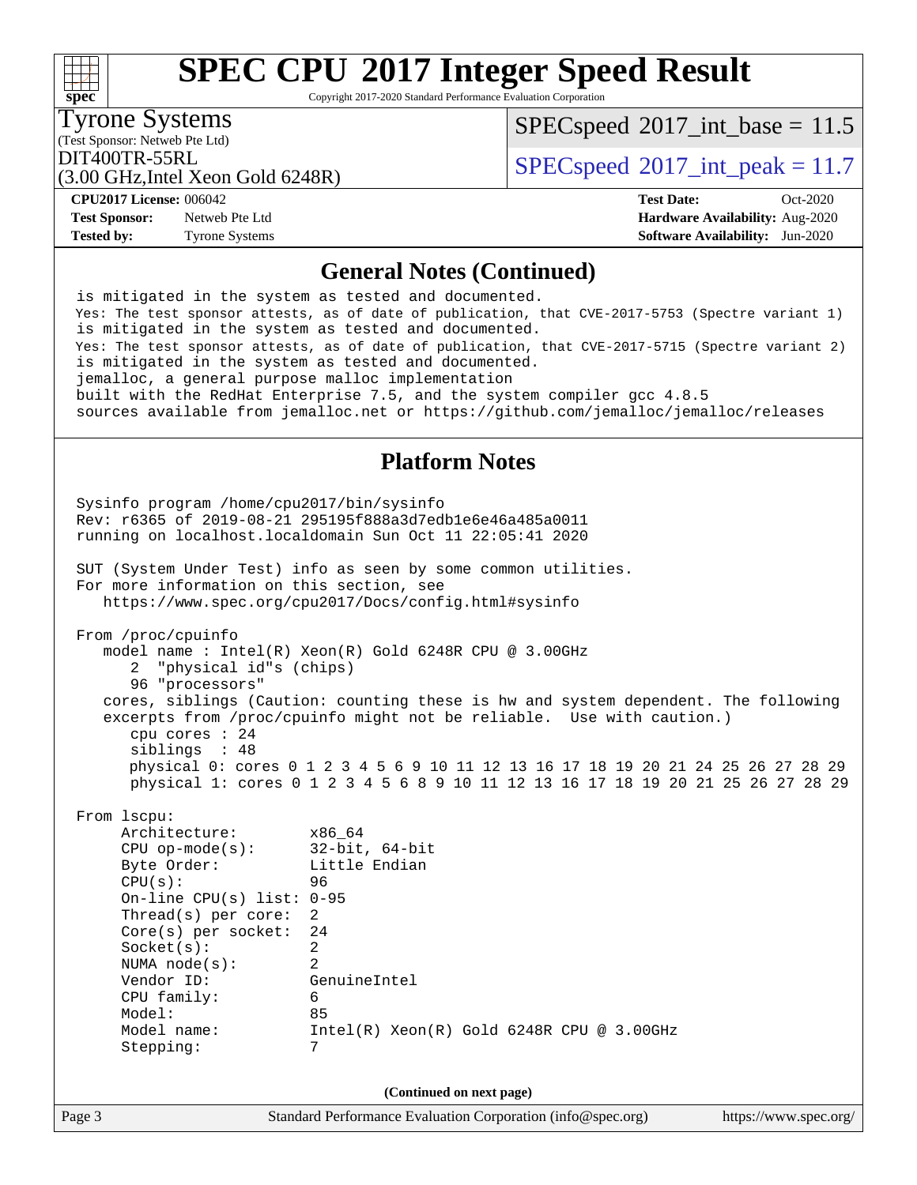# SPEC CPU 2017 Integer Speed Result

Copyright 2017-2020 Standard Performance Evaluation Corporation

**Tyrone Systems**
(Test Sponsor: Netweb Pte Ltd)
DIT400TR-55RL
(3.00 GHz,Intel Xeon Gold 6248R)

SPECspeed 2017_int_base = 11.5
SPECspeed 2017_int_peak = 11.7

**CPU2017 License:** 006042
**Test Sponsor:** Netweb Pte Ltd
**Tested by:** Tyrone Systems

**Test Date:** Oct-2020
**Hardware Availability:** Aug-2020
**Software Availability:** Jun-2020

## General Notes (Continued)

```
is mitigated in the system as tested and documented.
Yes: The test sponsor attests, as of date of publication, that CVE-2017-5753 (Spectre variant 1)
is mitigated in the system as tested and documented.
Yes: The test sponsor attests, as of date of publication, that CVE-2017-5715 (Spectre variant 2)
is mitigated in the system as tested and documented.
jemalloc, a general purpose malloc implementation
built with the RedHat Enterprise 7.5, and the system compiler gcc 4.8.5
sources available from jemalloc.net or https://github.com/jemalloc/jemalloc/releases
```

## Platform Notes

```
Sysinfo program /home/cpu2017/bin/sysinfo
Rev: r6365 of 2019-08-21 295195f888a3d7edb1e6e46a485a0011
running on localhost.localdomain Sun Oct 11 22:05:41 2020

SUT (System Under Test) info as seen by some common utilities.
For more information on this section, see
   https://www.spec.org/cpu2017/Docs/config.html#sysinfo

From /proc/cpuinfo
   model name : Intel(R) Xeon(R) Gold 6248R CPU @ 3.00GHz
      2  "physical id"s (chips)
      96 "processors"
   cores, siblings (Caution: counting these is hw and system dependent. The following
   excerpts from /proc/cpuinfo might not be reliable.  Use with caution.)
      cpu cores : 24
      siblings  : 48
      physical 0: cores 0 1 2 3 4 5 6 9 10 11 12 13 16 17 18 19 20 21 24 25 26 27 28 29
      physical 1: cores 0 1 2 3 4 5 6 8 9 10 11 12 13 16 17 18 19 20 21 25 26 27 28 29

From lscpu:
     Architecture:        x86_64
     CPU op-mode(s):      32-bit, 64-bit
     Byte Order:          Little Endian
     CPU(s):              96
     On-line CPU(s) list: 0-95
     Thread(s) per core:  2
     Core(s) per socket:  24
     Socket(s):           2
     NUMA node(s):        2
     Vendor ID:           GenuineIntel
     CPU family:          6
     Model:               85
     Model name:          Intel(R) Xeon(R) Gold 6248R CPU @ 3.00GHz
     Stepping:            7
```

(Continued on next page)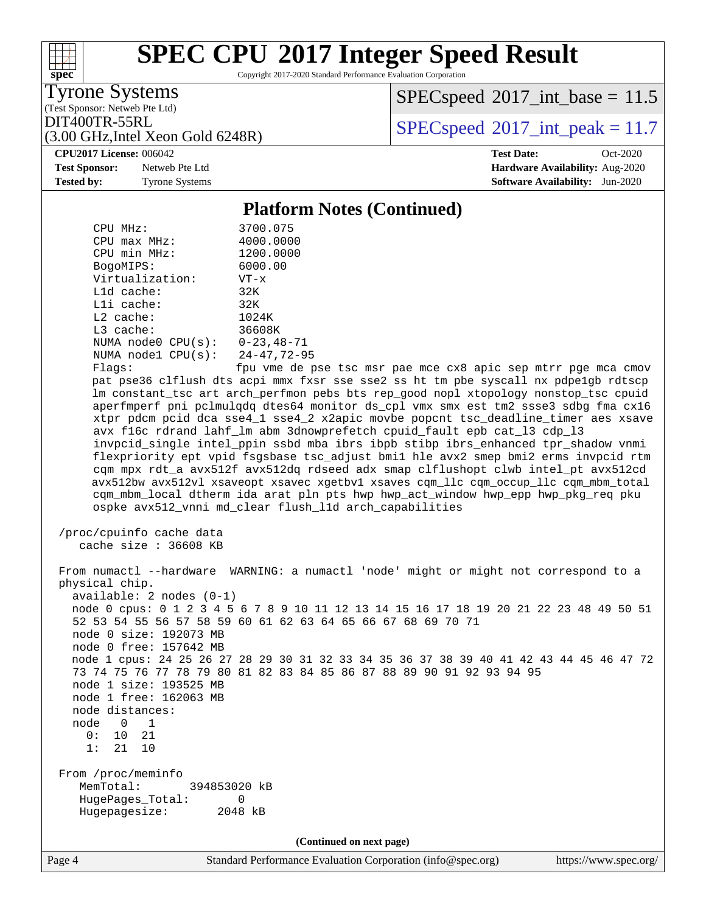# SPEC CPU 2017 Integer Speed Result

Copyright 2017-2020 Standard Performance Evaluation Corporation

Tyrone Systems
(Test Sponsor: Netweb Pte Ltd)
DIT400TR-55RL
(3.00 GHz,Intel Xeon Gold 6248R)

SPECspeed 2017_int_base = 11.5

SPECspeed 2017_int_peak = 11.7

**CPU2017 License:** 006042
**Test Sponsor:** Netweb Pte Ltd
**Tested by:** Tyrone Systems

**Test Date:** Oct-2020
**Hardware Availability:** Aug-2020
**Software Availability:** Jun-2020

## Platform Notes (Continued)

```
    CPU MHz:               3700.075
    CPU max MHz:           4000.0000
    CPU min MHz:           1200.0000
    BogoMIPS:              6000.00
    Virtualization:        VT-x
    L1d cache:             32K
    L1i cache:             32K
    L2 cache:              1024K
    L3 cache:              36608K
    NUMA node0 CPU(s):     0-23,48-71
    NUMA node1 CPU(s):     24-47,72-95
    Flags:                 fpu vme de pse tsc msr pae mce cx8 apic sep mtrr pge mca cmov
    pat pse36 clflush dts acpi mmx fxsr sse sse2 ss ht tm pbe syscall nx pdpe1gb rdtscp
    lm constant_tsc art arch_perfmon pebs bts rep_good nopl xtopology nonstop_tsc cpuid
    aperfmperf pni pclmulqdq dtes64 monitor ds_cpl vmx smx est tm2 ssse3 sdbg fma cx16
    xtpr pdcm pcid dca sse4_1 sse4_2 x2apic movbe popcnt tsc_deadline_timer aes xsave
    avx f16c rdrand lahf_lm abm 3dnowprefetch cpuid_fault epb cat_l3 cdp_l3
    invpcid_single intel_ppin ssbd mba ibrs ibpb stibp ibrs_enhanced tpr_shadow vnmi
    flexpriority ept vpid fsgsbase tsc_adjust bmi1 hle avx2 smep bmi2 erms invpcid rtm
    cqm mpx rdt_a avx512f avx512dq rdseed adx smap clflushopt clwb intel_pt avx512cd
    avx512bw avx512vl xsaveopt xsavec xgetbv1 xsaves cqm_llc cqm_occup_llc cqm_mbm_total
    cqm_mbm_local dtherm ida arat pln pts hwp hwp_act_window hwp_epp hwp_pkg_req pku
    ospke avx512_vnni md_clear flush_l1d arch_capabilities

 /proc/cpuinfo cache data
    cache size : 36608 KB

 From numactl --hardware  WARNING: a numactl 'node' might or might not correspond to a
 physical chip.
   available: 2 nodes (0-1)
   node 0 cpus: 0 1 2 3 4 5 6 7 8 9 10 11 12 13 14 15 16 17 18 19 20 21 22 23 48 49 50 51
   52 53 54 55 56 57 58 59 60 61 62 63 64 65 66 67 68 69 70 71
   node 0 size: 192073 MB
   node 0 free: 157642 MB
   node 1 cpus: 24 25 26 27 28 29 30 31 32 33 34 35 36 37 38 39 40 41 42 43 44 45 46 47 72
   73 74 75 76 77 78 79 80 81 82 83 84 85 86 87 88 89 90 91 92 93 94 95
   node 1 size: 193525 MB
   node 1 free: 162063 MB
   node distances:
   node   0   1
     0:  10  21
     1:  21  10

 From /proc/meminfo
    MemTotal:       394853020 kB
    HugePages_Total:        0
    Hugepagesize:        2048 kB
```

(Continued on next page)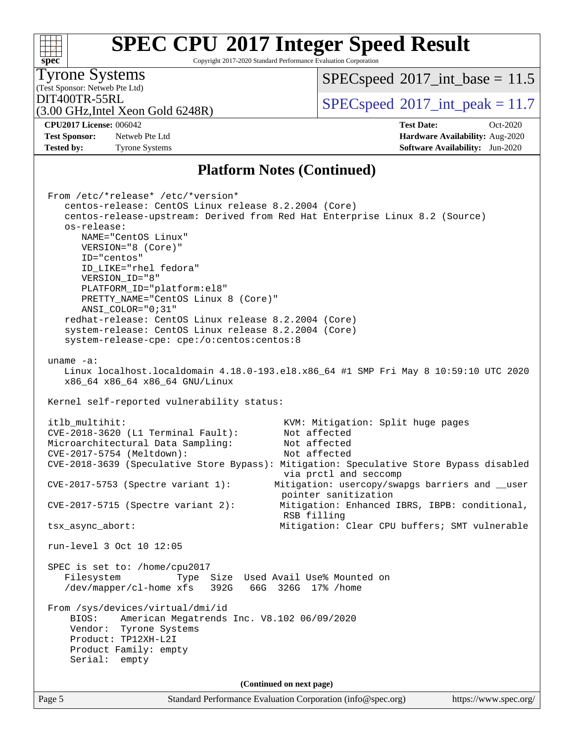# SPEC CPU 2017 Integer Speed Result

Copyright 2017-2020 Standard Performance Evaluation Corporation

Tyrone Systems
(Test Sponsor: Netweb Pte Ltd)
DIT400TR-55RL
(3.00 GHz,Intel Xeon Gold 6248R)

SPECspeed 2017_int_base = 11.5

SPECspeed 2017_int_peak = 11.7

**CPU2017 License:** 006042
**Test Sponsor:** Netweb Pte Ltd
**Tested by:** Tyrone Systems

**Test Date:** Oct-2020
**Hardware Availability:** Aug-2020
**Software Availability:** Jun-2020

## Platform Notes (Continued)

```
From /etc/*release* /etc/*version*
   centos-release: CentOS Linux release 8.2.2004 (Core)
   centos-release-upstream: Derived from Red Hat Enterprise Linux 8.2 (Source)
   os-release:
      NAME="CentOS Linux"
      VERSION="8 (Core)"
      ID="centos"
      ID_LIKE="rhel fedora"
      VERSION_ID="8"
      PLATFORM_ID="platform:el8"
      PRETTY_NAME="CentOS Linux 8 (Core)"
      ANSI_COLOR="0;31"
   redhat-release: CentOS Linux release 8.2.2004 (Core)
   system-release: CentOS Linux release 8.2.2004 (Core)
   system-release-cpe: cpe:/o:centos:centos:8

uname -a:
   Linux localhost.localdomain 4.18.0-193.el8.x86_64 #1 SMP Fri May 8 10:59:10 UTC 2020
   x86_64 x86_64 x86_64 GNU/Linux

Kernel self-reported vulnerability status:

itlb_multihit:                              KVM: Mitigation: Split huge pages
CVE-2018-3620 (L1 Terminal Fault):          Not affected
Microarchitectural Data Sampling:           Not affected
CVE-2017-5754 (Meltdown):                   Not affected
CVE-2018-3639 (Speculative Store Bypass): Mitigation: Speculative Store Bypass disabled
                                            via prctl and seccomp
CVE-2017-5753 (Spectre variant 1):         Mitigation: usercopy/swapgs barriers and __user
                                            pointer sanitization
CVE-2017-5715 (Spectre variant 2):          Mitigation: Enhanced IBRS, IBPB: conditional,
                                            RSB filling
tsx_async_abort:                            Mitigation: Clear CPU buffers; SMT vulnerable

run-level 3 Oct 10 12:05

SPEC is set to: /home/cpu2017
   Filesystem           Type  Size  Used Avail Use% Mounted on
   /dev/mapper/cl-home xfs   392G   66G  326G  17% /home

From /sys/devices/virtual/dmi/id
    BIOS:    American Megatrends Inc. V8.102 06/09/2020
    Vendor:  Tyrone Systems
    Product: TP12XH-L2I
    Product Family: empty
    Serial:  empty
```

(Continued on next page)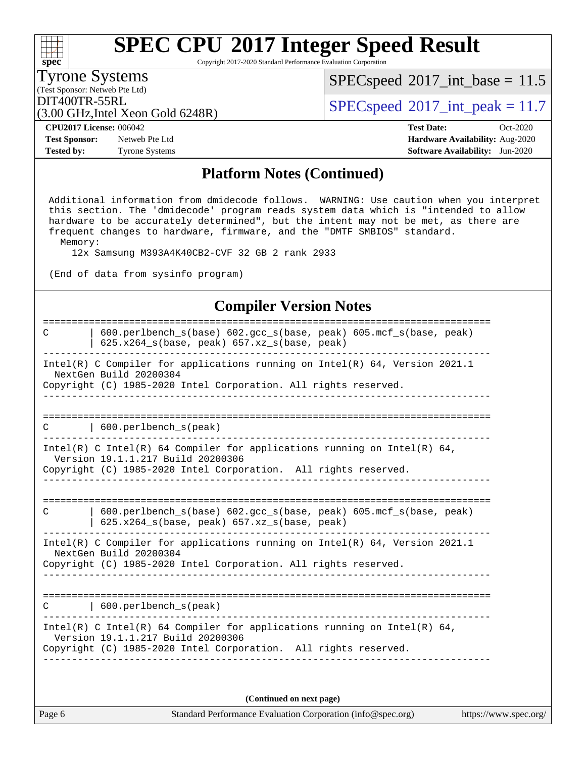## Platform Notes (Continued)

```
 Additional information from dmidecode follows.  WARNING: Use caution when you interpret
 this section. The 'dmidecode' program reads system data which is "intended to allow
 hardware to be accurately determined", but the intent may not be met, as there are
 frequent changes to hardware, firmware, and the "DMTF SMBIOS" standard.
   Memory:
     12x Samsung M393A4K40CB2-CVF 32 GB 2 rank 2933

 (End of data from sysinfo program)
```

## Compiler Version Notes

```
==============================================================================
C       | 600.perlbench_s(base) 602.gcc_s(base, peak) 605.mcf_s(base, peak)
        | 625.x264_s(base, peak) 657.xz_s(base, peak)
------------------------------------------------------------------------------
Intel(R) C Compiler for applications running on Intel(R) 64, Version 2021.1
  NextGen Build 20200304
Copyright (C) 1985-2020 Intel Corporation. All rights reserved.
------------------------------------------------------------------------------

==============================================================================
C       | 600.perlbench_s(peak)
------------------------------------------------------------------------------
Intel(R) C Intel(R) 64 Compiler for applications running on Intel(R) 64,
  Version 19.1.1.217 Build 20200306
Copyright (C) 1985-2020 Intel Corporation.  All rights reserved.
------------------------------------------------------------------------------

==============================================================================
C       | 600.perlbench_s(base) 602.gcc_s(base, peak) 605.mcf_s(base, peak)
        | 625.x264_s(base, peak) 657.xz_s(base, peak)
------------------------------------------------------------------------------
Intel(R) C Compiler for applications running on Intel(R) 64, Version 2021.1
  NextGen Build 20200304
Copyright (C) 1985-2020 Intel Corporation. All rights reserved.
------------------------------------------------------------------------------

==============================================================================
C       | 600.perlbench_s(peak)
------------------------------------------------------------------------------
Intel(R) C Intel(R) 64 Compiler for applications running on Intel(R) 64,
  Version 19.1.1.217 Build 20200306
Copyright (C) 1985-2020 Intel Corporation.  All rights reserved.
------------------------------------------------------------------------------
```

**(Continued on next page)**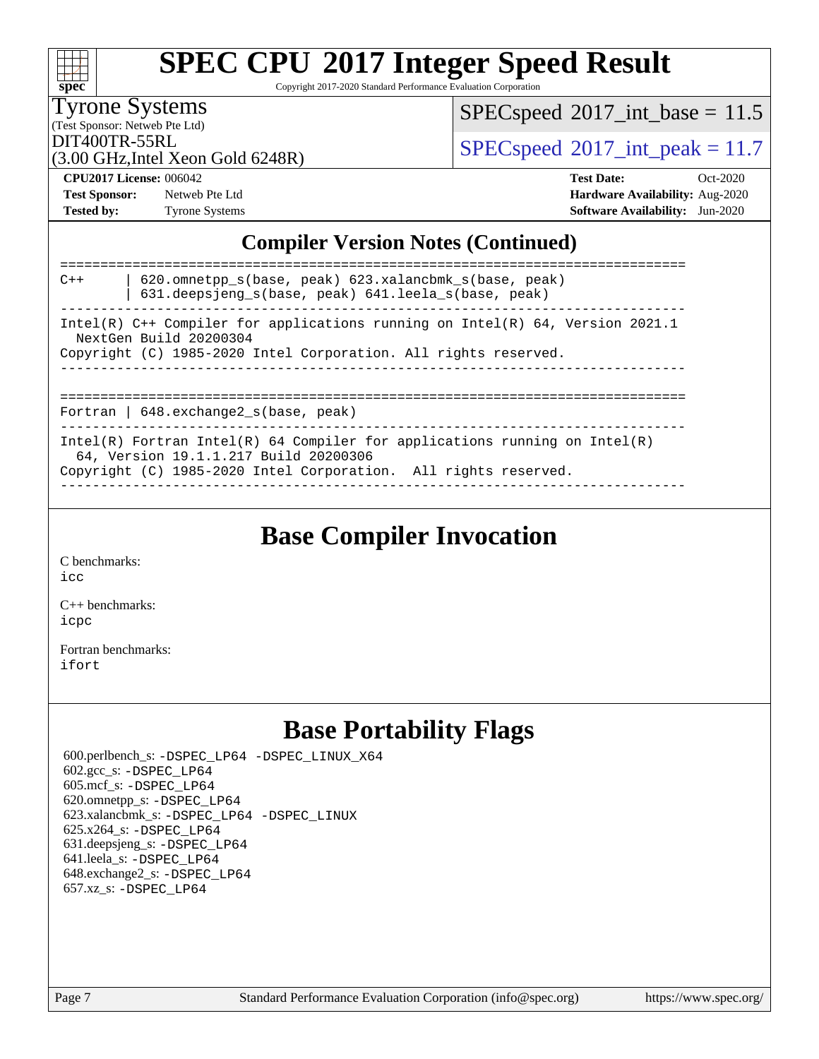# SPEC CPU 2017 Integer Speed Result

Copyright 2017-2020 Standard Performance Evaluation Corporation

**Tyrone Systems**
(Test Sponsor: Netweb Pte Ltd)
DIT400TR-55RL
(3.00 GHz,Intel Xeon Gold 6248R)

SPECspeed 2017_int_base = 11.5

SPECspeed 2017_int_peak = 11.7

**CPU2017 License:** 006042
**Test Sponsor:** Netweb Pte Ltd
**Tested by:** Tyrone Systems

**Test Date:** Oct-2020
**Hardware Availability:** Aug-2020
**Software Availability:** Jun-2020

## Compiler Version Notes (Continued)

```
==============================================================================
C++      | 620.omnetpp_s(base, peak) 623.xalancbmk_s(base, peak)
         | 631.deepsjeng_s(base, peak) 641.leela_s(base, peak)
------------------------------------------------------------------------------
Intel(R) C++ Compiler for applications running on Intel(R) 64, Version 2021.1
  NextGen Build 20200304
Copyright (C) 1985-2020 Intel Corporation. All rights reserved.
------------------------------------------------------------------------------

==============================================================================
Fortran | 648.exchange2_s(base, peak)
------------------------------------------------------------------------------
Intel(R) Fortran Intel(R) 64 Compiler for applications running on Intel(R)
  64, Version 19.1.1.217 Build 20200306
Copyright (C) 1985-2020 Intel Corporation.  All rights reserved.
------------------------------------------------------------------------------
```

## Base Compiler Invocation

C benchmarks:
`icc`

C++ benchmarks:
`icpc`

Fortran benchmarks:
`ifort`

## Base Portability Flags

600.perlbench_s: `-DSPEC_LP64 -DSPEC_LINUX_X64`
602.gcc_s: `-DSPEC_LP64`
605.mcf_s: `-DSPEC_LP64`
620.omnetpp_s: `-DSPEC_LP64`
623.xalancbmk_s: `-DSPEC_LP64 -DSPEC_LINUX`
625.x264_s: `-DSPEC_LP64`
631.deepsjeng_s: `-DSPEC_LP64`
641.leela_s: `-DSPEC_LP64`
648.exchange2_s: `-DSPEC_LP64`
657.xz_s: `-DSPEC_LP64`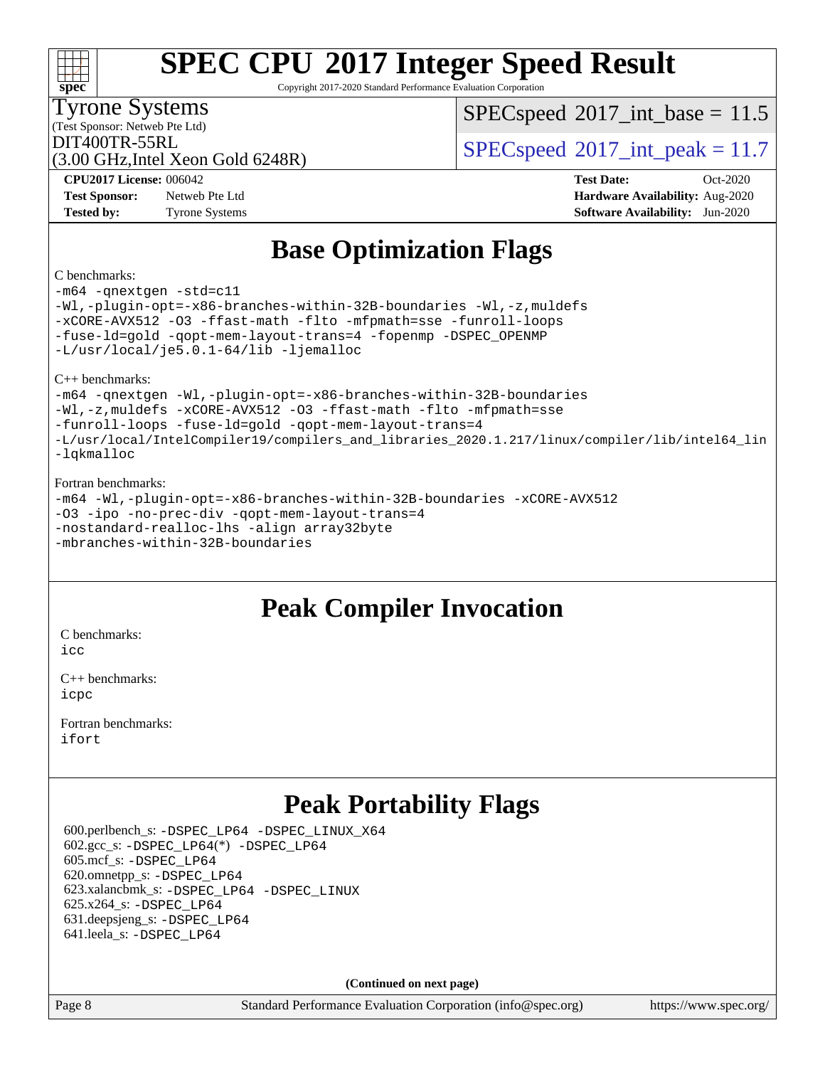# SPEC CPU 2017 Integer Speed Result

Copyright 2017-2020 Standard Performance Evaluation Corporation

Tyrone Systems
(Test Sponsor: Netweb Pte Ltd)
DIT400TR-55RL
(3.00 GHz,Intel Xeon Gold 6248R)

SPECspeed 2017_int_base = 11.5

SPECspeed 2017_int_peak = 11.7

**CPU2017 License:** 006042
**Test Sponsor:** Netweb Pte Ltd
**Tested by:** Tyrone Systems

**Test Date:** Oct-2020
**Hardware Availability:** Aug-2020
**Software Availability:** Jun-2020

## Base Optimization Flags

C benchmarks:

```
-m64 -qnextgen -std=c11
-Wl,-plugin-opt=-x86-branches-within-32B-boundaries -Wl,-z,muldefs
-xCORE-AVX512 -O3 -ffast-math -flto -mfpmath=sse -funroll-loops
-fuse-ld=gold -qopt-mem-layout-trans=4 -fopenmp -DSPEC_OPENMP
-L/usr/local/je5.0.1-64/lib -ljemalloc
```

C++ benchmarks:

```
-m64 -qnextgen -Wl,-plugin-opt=-x86-branches-within-32B-boundaries
-Wl,-z,muldefs -xCORE-AVX512 -O3 -ffast-math -flto -mfpmath=sse
-funroll-loops -fuse-ld=gold -qopt-mem-layout-trans=4
-L/usr/local/IntelCompiler19/compilers_and_libraries_2020.1.217/linux/compiler/lib/intel64_lin
-lqkmalloc
```

Fortran benchmarks:

```
-m64 -Wl,-plugin-opt=-x86-branches-within-32B-boundaries -xCORE-AVX512
-O3 -ipo -no-prec-div -qopt-mem-layout-trans=4
-nostandard-realloc-lhs -align array32byte
-mbranches-within-32B-boundaries
```

## Peak Compiler Invocation

C benchmarks:
icc

C++ benchmarks:
icpc

Fortran benchmarks:
ifort

## Peak Portability Flags

600.perlbench_s: -DSPEC_LP64 -DSPEC_LINUX_X64
602.gcc_s: -DSPEC_LP64(*) -DSPEC_LP64
605.mcf_s: -DSPEC_LP64
620.omnetpp_s: -DSPEC_LP64
623.xalancbmk_s: -DSPEC_LP64 -DSPEC_LINUX
625.x264_s: -DSPEC_LP64
631.deepsjeng_s: -DSPEC_LP64
641.leela_s: -DSPEC_LP64

(Continued on next page)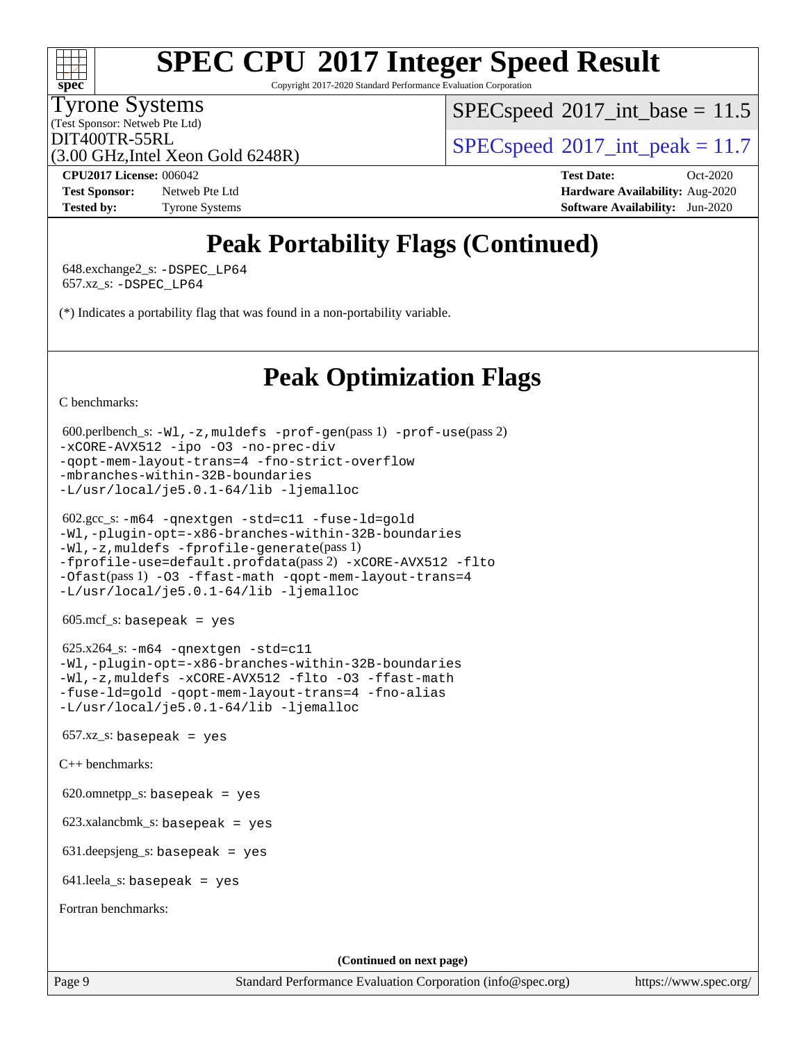# Peak Portability Flags (Continued)

648.exchange2_s: -DSPEC_LP64
657.xz_s: -DSPEC_LP64

(*) Indicates a portability flag that was found in a non-portability variable.

# Peak Optimization Flags

C benchmarks:

600.perlbench_s: -Wl,-z,muldefs -prof-gen(pass 1) -prof-use(pass 2) -xCORE-AVX512 -ipo -O3 -no-prec-div -qopt-mem-layout-trans=4 -fno-strict-overflow -mbranches-within-32B-boundaries -L/usr/local/je5.0.1-64/lib -ljemalloc

602.gcc_s: -m64 -qnextgen -std=c11 -fuse-ld=gold -Wl,-plugin-opt=-x86-branches-within-32B-boundaries -Wl,-z,muldefs -fprofile-generate(pass 1) -fprofile-use=default.profdata(pass 2) -xCORE-AVX512 -flto -Ofast(pass 1) -O3 -ffast-math -qopt-mem-layout-trans=4 -L/usr/local/je5.0.1-64/lib -ljemalloc

605.mcf_s: basepeak = yes

625.x264_s: -m64 -qnextgen -std=c11 -Wl,-plugin-opt=-x86-branches-within-32B-boundaries -Wl,-z,muldefs -xCORE-AVX512 -flto -O3 -ffast-math -fuse-ld=gold -qopt-mem-layout-trans=4 -fno-alias -L/usr/local/je5.0.1-64/lib -ljemalloc

657.xz_s: basepeak = yes

C++ benchmarks:

620.omnetpp_s: basepeak = yes

623.xalancbmk_s: basepeak = yes

631.deepsjeng_s: basepeak = yes

641.leela_s: basepeak = yes

Fortran benchmarks:

(Continued on next page)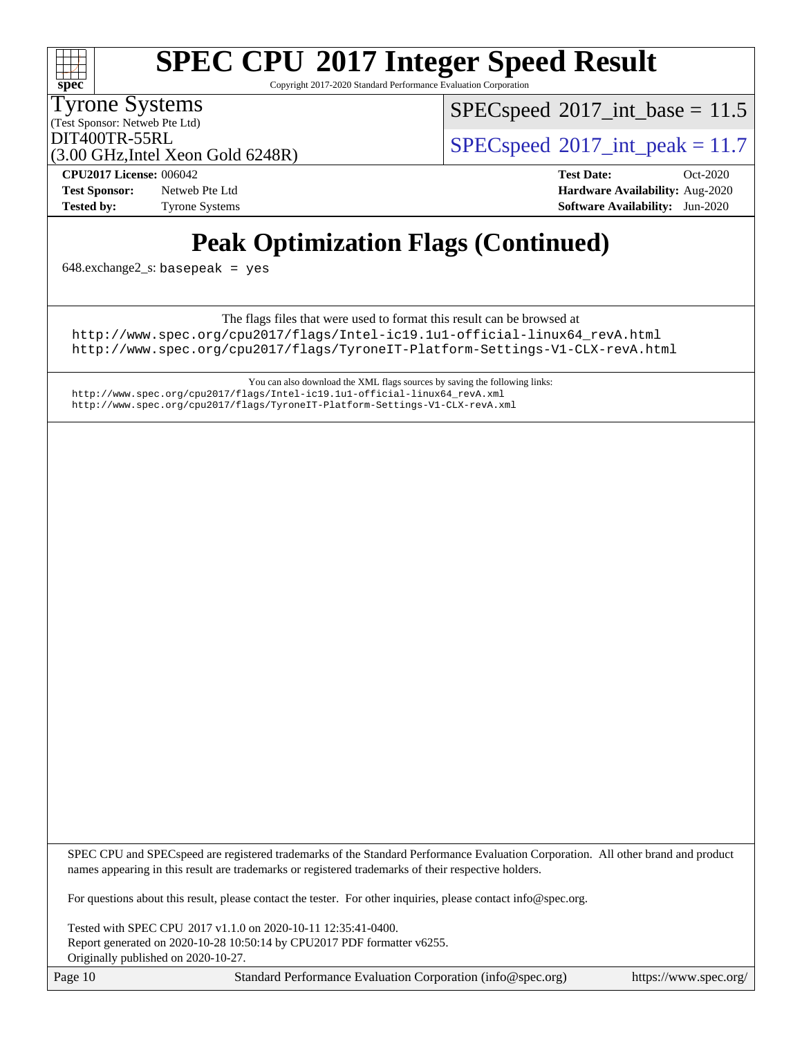# Peak Optimization Flags (Continued)

648.exchange2_s: `basepeak = yes`

The flags files that were used to format this result can be browsed at

http://www.spec.org/cpu2017/flags/Intel-ic19.1u1-official-linux64_revA.html
http://www.spec.org/cpu2017/flags/TyroneIT-Platform-Settings-V1-CLX-revA.html

You can also download the XML flags sources by saving the following links:

http://www.spec.org/cpu2017/flags/Intel-ic19.1u1-official-linux64_revA.xml
http://www.spec.org/cpu2017/flags/TyroneIT-Platform-Settings-V1-CLX-revA.xml

SPEC CPU and SPECspeed are registered trademarks of the Standard Performance Evaluation Corporation. All other brand and product names appearing in this result are trademarks or registered trademarks of their respective holders.

For questions about this result, please contact the tester. For other inquiries, please contact info@spec.org.

Tested with SPEC CPU 2017 v1.1.0 on 2020-10-11 12:35:41-0400.
Report generated on 2020-10-28 10:50:14 by CPU2017 PDF formatter v6255.
Originally published on 2020-10-27.